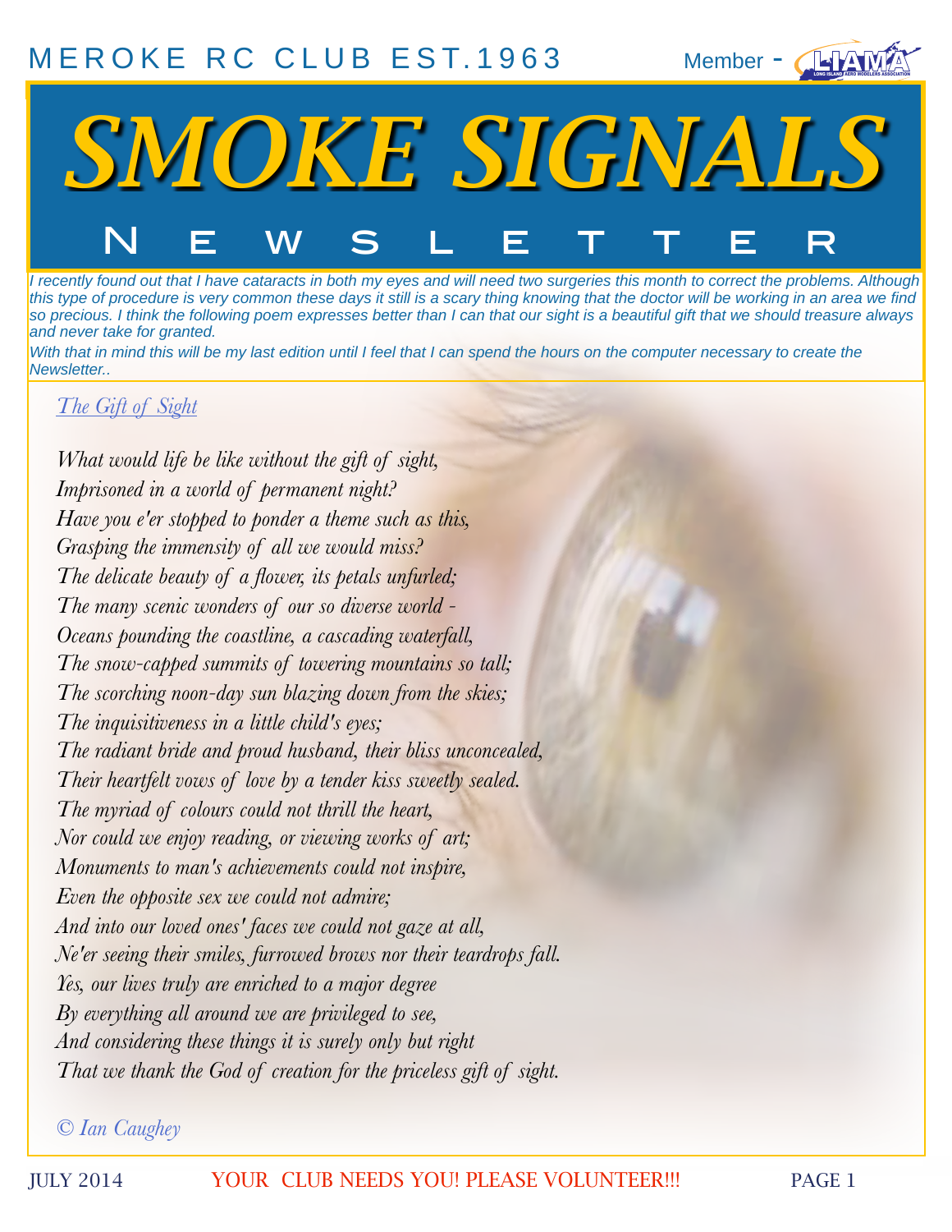MEROKE RC CLUB EST.1963 — Member - LIAMA

# SMOKE SIGNALS

## NEWSLETTER

*I recently found out that I have cataracts in both my eyes and will need two surgeries this month to correct the problems. Although this type of procedure is very common these days it still is a scary thing knowing that the doctor will be working in an area we find so precious. I think the following poem expresses better than I can that our sight is a beautiful gift that we should treasure always and never take for granted.*

*With that in mind this will be my last edition until I feel that I can spend the hours on the computer necessary to create the Newsletter..*

### *The Gift of Sight*

*What would life be like without the gift of sight,*
*Imprisoned in a world of permanent night?*
*Have you e'er stopped to ponder a theme such as this,*
*Grasping the immensity of all we would miss?*
*The delicate beauty of a flower, its petals unfurled;*
*The many scenic wonders of our so diverse world -*
*Oceans pounding the coastline, a cascading waterfall,*
*The snow-capped summits of towering mountains so tall;*
*The scorching noon-day sun blazing down from the skies;*
*The inquisitiveness in a little child's eyes;*
*The radiant bride and proud husband, their bliss unconcealed,*
*Their heartfelt vows of love by a tender kiss sweetly sealed.*
*The myriad of colours could not thrill the heart,*
*Nor could we enjoy reading, or viewing works of art;*
*Monuments to man's achievements could not inspire,*
*Even the opposite sex we could not admire;*
*And into our loved ones' faces we could not gaze at all,*
*Ne'er seeing their smiles, furrowed brows nor their teardrops fall.*
*Yes, our lives truly are enriched to a major degree*
*By everything all around we are privileged to see,*
*And considering these things it is surely only but right*
*That we thank the God of creation for the priceless gift of sight.*

*© Ian Caughey*

JULY 2014 — YOUR CLUB NEEDS YOU! PLEASE VOLUNTEER!!!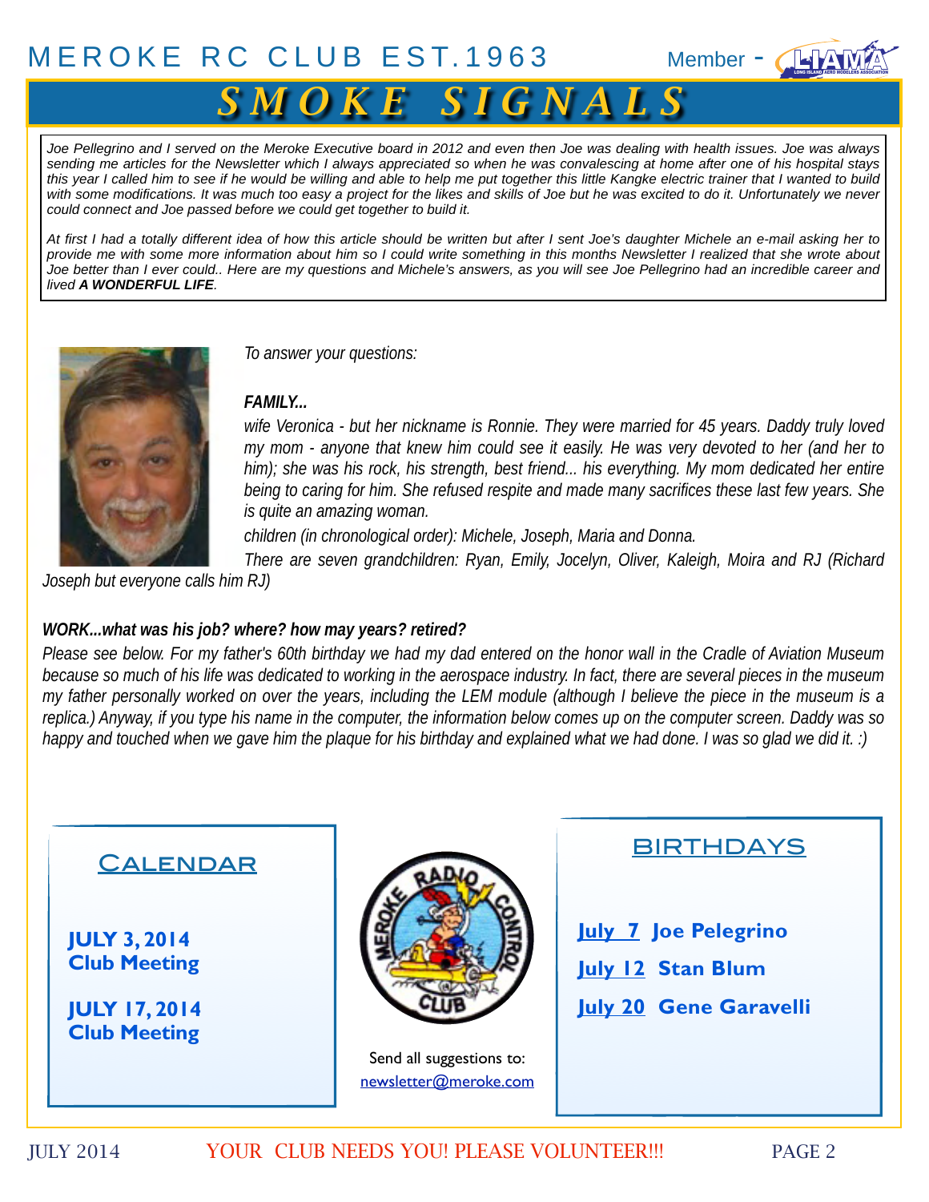# MEROKE RC CLUB EST.1963

Member - LIAMA

# SMOKE SIGNALS

*Joe Pellegrino and I served on the Meroke Executive board in 2012 and even then Joe was dealing with health issues. Joe was always sending me articles for the Newsletter which I always appreciated so when he was convalescing at home after one of his hospital stays this year I called him to see if he would be willing and able to help me put together this little Kangke electric trainer that I wanted to build with some modifications. It was much too easy a project for the likes and skills of Joe but he was excited to do it. Unfortunately we never could connect and Joe passed before we could get together to build it.*

*At first I had a totally different idea of how this article should be written but after I sent Joe's daughter Michele an e-mail asking her to provide me with some more information about him so I could write something in this months Newsletter I realized that she wrote about Joe better than I ever could.. Here are my questions and Michele's answers, as you will see Joe Pellegrino had an incredible career and lived* ***A WONDERFUL LIFE****.*

*To answer your questions:*

***FAMILY...***

*wife Veronica - but her nickname is Ronnie. They were married for 45 years. Daddy truly loved my mom - anyone that knew him could see it easily. He was very devoted to her (and her to him); she was his rock, his strength, best friend... his everything. My mom dedicated her entire being to caring for him. She refused respite and made many sacrifices these last few years. She is quite an amazing woman.*

*children (in chronological order): Michele, Joseph, Maria and Donna.*

*There are seven grandchildren: Ryan, Emily, Jocelyn, Oliver, Kaleigh, Moira and RJ (Richard Joseph but everyone calls him RJ)*

***WORK...what was his job? where? how may years? retired?***

*Please see below. For my father's 60th birthday we had my dad entered on the honor wall in the Cradle of Aviation Museum because so much of his life was dedicated to working in the aerospace industry. In fact, there are several pieces in the museum my father personally worked on over the years, including the LEM module (although I believe the piece in the museum is a replica.) Anyway, if you type his name in the computer, the information below comes up on the computer screen. Daddy was so happy and touched when we gave him the plaque for his birthday and explained what we had done. I was so glad we did it. :)*

## CALENDAR

**JULY 3, 2014**
**Club Meeting**

**JULY 17, 2014**
**Club Meeting**

Send all suggestions to:
newsletter@meroke.com

## BIRTHDAYS

**July 7** **Joe Pelegrino**

**July 12** **Stan Blum**

**July 20** **Gene Garavelli**

JULY 2014 — YOUR CLUB NEEDS YOU! PLEASE VOLUNTEER!!!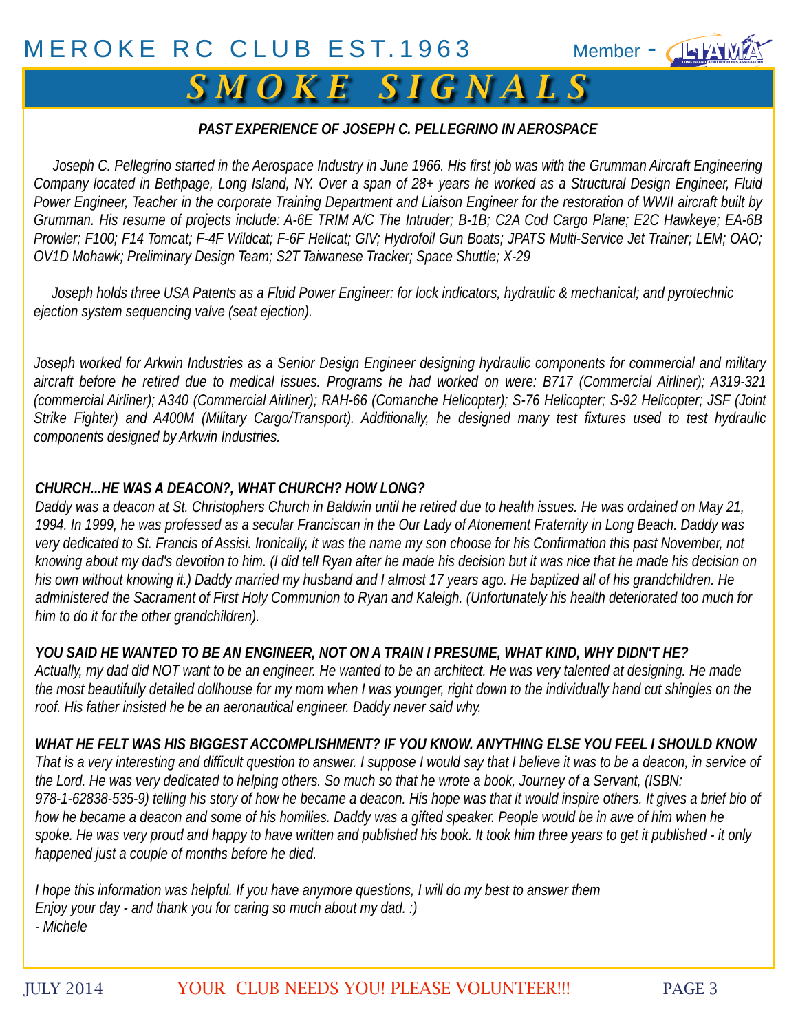**PAST EXPERIENCE OF JOSEPH C. PELLEGRINO IN AEROSPACE**

*Joseph C. Pellegrino started in the Aerospace Industry in June 1966. His first job was with the Grumman Aircraft Engineering Company located in Bethpage, Long Island, NY. Over a span of 28+ years he worked as a Structural Design Engineer, Fluid Power Engineer, Teacher in the corporate Training Department and Liaison Engineer for the restoration of WWII aircraft built by Grumman. His resume of projects include: A-6E TRIM A/C The Intruder; B-1B; C2A Cod Cargo Plane; E2C Hawkeye; EA-6B Prowler; F100; F14 Tomcat; F-4F Wildcat; F-6F Hellcat; GIV; Hydrofoil Gun Boats; JPATS Multi-Service Jet Trainer; LEM; OAO; OV1D Mohawk; Preliminary Design Team; S2T Taiwanese Tracker; Space Shuttle; X-29*

*Joseph holds three USA Patents as a Fluid Power Engineer: for lock indicators, hydraulic & mechanical; and pyrotechnic ejection system sequencing valve (seat ejection).*

*Joseph worked for Arkwin Industries as a Senior Design Engineer designing hydraulic components for commercial and military aircraft before he retired due to medical issues. Programs he had worked on were: B717 (Commercial Airliner); A319-321 (commercial Airliner); A340 (Commercial Airliner); RAH-66 (Comanche Helicopter); S-76 Helicopter; S-92 Helicopter; JSF (Joint Strike Fighter) and A400M (Military Cargo/Transport). Additionally, he designed many test fixtures used to test hydraulic components designed by Arkwin Industries.*

***CHURCH...HE WAS A DEACON?, WHAT CHURCH? HOW LONG?***

*Daddy was a deacon at St. Christophers Church in Baldwin until he retired due to health issues. He was ordained on May 21, 1994. In 1999, he was professed as a secular Franciscan in the Our Lady of Atonement Fraternity in Long Beach. Daddy was very dedicated to St. Francis of Assisi. Ironically, it was the name my son chose for his Confirmation this past November, not knowing about my dad's devotion to him. (I did tell Ryan after he made his decision but it was nice that he made his decision on his own without knowing it.) Daddy married my husband and I almost 17 years ago. He baptized all of his grandchildren. He administered the Sacrament of First Holy Communion to Ryan and Kaleigh. (Unfortunately his health deteriorated too much for him to do it for the other grandchildren).*

***YOU SAID HE WANTED TO BE AN ENGINEER, NOT ON A TRAIN I PRESUME, WHAT KIND, WHY DIDN'T HE?***

*Actually, my dad did NOT want to be an engineer. He wanted to be an architect. He was very talented at designing. He made the most beautifully detailed dollhouse for my mom when I was younger, right down to the individually hand cut shingles on the roof. His father insisted he be an aeronautical engineer. Daddy never said why.*

***WHAT HE FELT WAS HIS BIGGEST ACCOMPLISHMENT? IF YOU KNOW. ANYTHING ELSE YOU FEEL I SHOULD KNOW***

*That is a very interesting and difficult question to answer. I suppose I would say that I believe it was to be a deacon, in service of the Lord. He was very dedicated to helping others. So much so that he wrote a book, Journey of a Servant, (ISBN: 978-1-62838-535-9) telling his story of how he became a deacon. His hope was that it would inspire others. It gives a brief bio of how he became a deacon and some of his homilies. Daddy was a gifted speaker. People would be in awe of him when he spoke. He was very proud and happy to have written and published his book. It took him three years to get it published - it only happened just a couple of months before he died.*

*I hope this information was helpful. If you have anymore questions, I will do my best to answer them*
*Enjoy your day - and thank you for caring so much about my dad. :)*
*- Michele*

YOUR CLUB NEEDS YOU! PLEASE VOLUNTEER!!!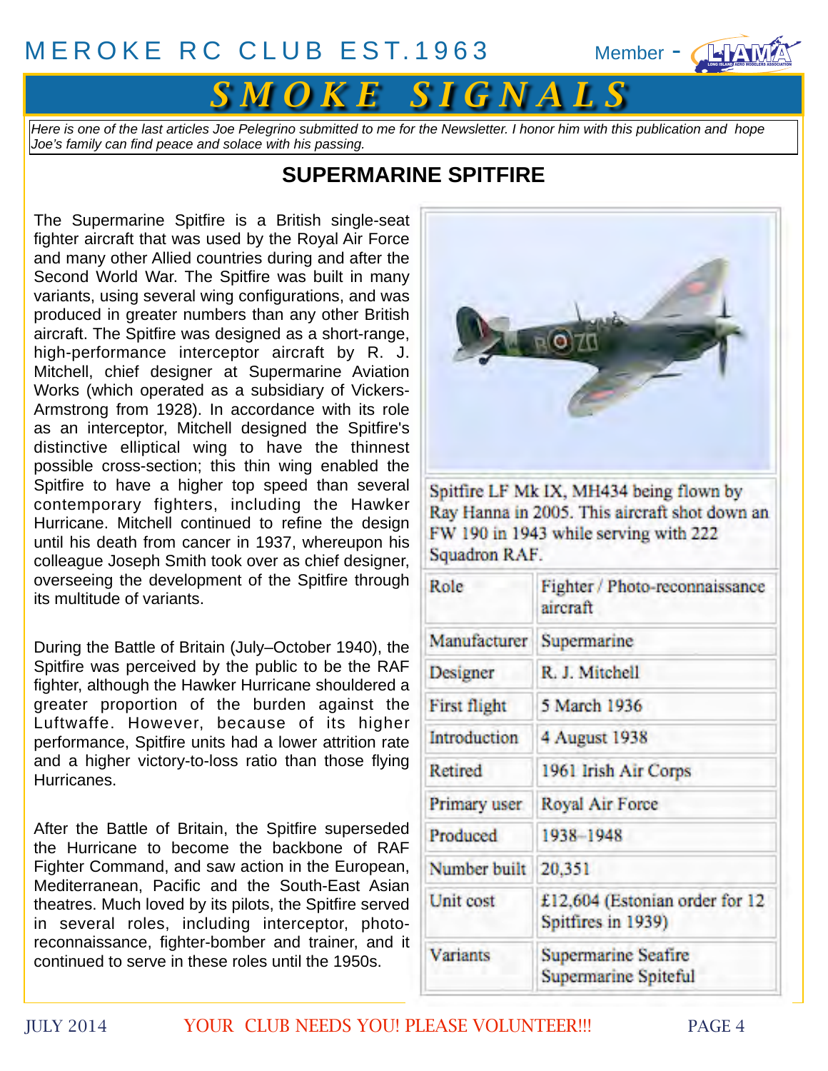*Here is one of the last articles Joe Pelegrino submitted to me for the Newsletter. I honor him with this publication and hope Joe's family can find peace and solace with his passing.*

## SUPERMARINE SPITFIRE

The Supermarine Spitfire is a British single-seat fighter aircraft that was used by the Royal Air Force and many other Allied countries during and after the Second World War. The Spitfire was built in many variants, using several wing configurations, and was produced in greater numbers than any other British aircraft. The Spitfire was designed as a short-range, high-performance interceptor aircraft by R. J. Mitchell, chief designer at Supermarine Aviation Works (which operated as a subsidiary of Vickers-Armstrong from 1928). In accordance with its role as an interceptor, Mitchell designed the Spitfire's distinctive elliptical wing to have the thinnest possible cross-section; this thin wing enabled the Spitfire to have a higher top speed than several contemporary fighters, including the Hawker Hurricane. Mitchell continued to refine the design until his death from cancer in 1937, whereupon his colleague Joseph Smith took over as chief designer, overseeing the development of the Spitfire through its multitude of variants.

During the Battle of Britain (July–October 1940), the Spitfire was perceived by the public to be the RAF fighter, although the Hawker Hurricane shouldered a greater proportion of the burden against the Luftwaffe. However, because of its higher performance, Spitfire units had a lower attrition rate and a higher victory-to-loss ratio than those flying Hurricanes.

After the Battle of Britain, the Spitfire superseded the Hurricane to become the backbone of RAF Fighter Command, and saw action in the European, Mediterranean, Pacific and the South-East Asian theatres. Much loved by its pilots, the Spitfire served in several roles, including interceptor, photo-reconnaissance, fighter-bomber and trainer, and it continued to serve in these roles until the 1950s.

Spitfire LF Mk IX, MH434 being flown by Ray Hanna in 2005. This aircraft shot down an FW 190 in 1943 while serving with 222 Squadron RAF.

| | |
|---|---|
| Role | Fighter / Photo-reconnaissance aircraft |
| Manufacturer | Supermarine |
| Designer | R. J. Mitchell |
| First flight | 5 March 1936 |
| Introduction | 4 August 1938 |
| Retired | 1961 Irish Air Corps |
| Primary user | Royal Air Force |
| Produced | 1938–1948 |
| Number built | 20,351 |
| Unit cost | £12,604 (Estonian order for 12 Spitfires in 1939) |
| Variants | Supermarine Seafire<br>Supermarine Spiteful |

YOUR CLUB NEEDS YOU! PLEASE VOLUNTEER!!!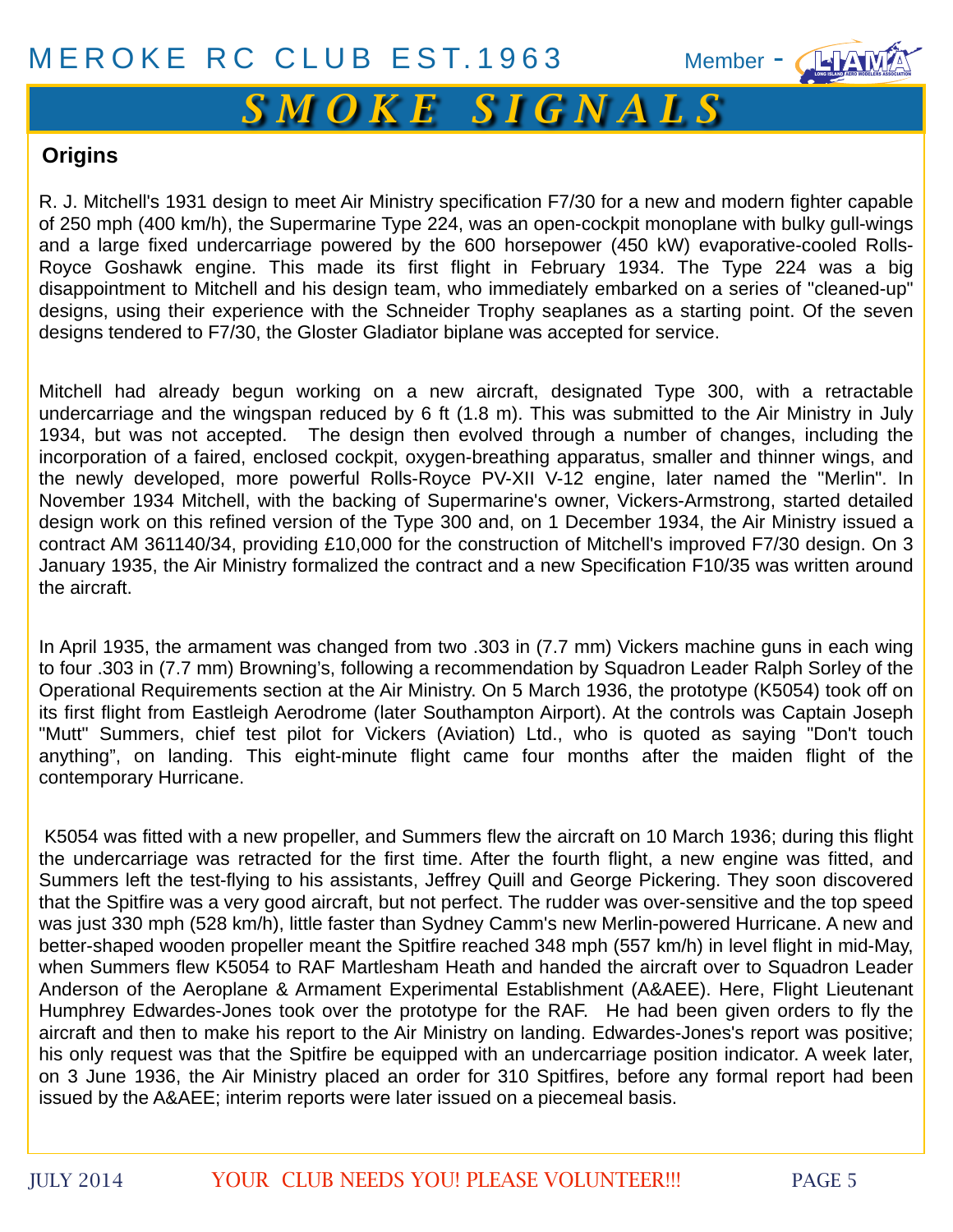## Origins

R. J. Mitchell's 1931 design to meet Air Ministry specification F7/30 for a new and modern fighter capable of 250 mph (400 km/h), the Supermarine Type 224, was an open-cockpit monoplane with bulky gull-wings and a large fixed undercarriage powered by the 600 horsepower (450 kW) evaporative-cooled Rolls-Royce Goshawk engine. This made its first flight in February 1934. The Type 224 was a big disappointment to Mitchell and his design team, who immediately embarked on a series of "cleaned-up" designs, using their experience with the Schneider Trophy seaplanes as a starting point. Of the seven designs tendered to F7/30, the Gloster Gladiator biplane was accepted for service.

Mitchell had already begun working on a new aircraft, designated Type 300, with a retractable undercarriage and the wingspan reduced by 6 ft (1.8 m). This was submitted to the Air Ministry in July 1934, but was not accepted. The design then evolved through a number of changes, including the incorporation of a faired, enclosed cockpit, oxygen-breathing apparatus, smaller and thinner wings, and the newly developed, more powerful Rolls-Royce PV-XII V-12 engine, later named the "Merlin". In November 1934 Mitchell, with the backing of Supermarine's owner, Vickers-Armstrong, started detailed design work on this refined version of the Type 300 and, on 1 December 1934, the Air Ministry issued a contract AM 361140/34, providing £10,000 for the construction of Mitchell's improved F7/30 design. On 3 January 1935, the Air Ministry formalized the contract and a new Specification F10/35 was written around the aircraft.

In April 1935, the armament was changed from two .303 in (7.7 mm) Vickers machine guns in each wing to four .303 in (7.7 mm) Browning's, following a recommendation by Squadron Leader Ralph Sorley of the Operational Requirements section at the Air Ministry. On 5 March 1936, the prototype (K5054) took off on its first flight from Eastleigh Aerodrome (later Southampton Airport). At the controls was Captain Joseph "Mutt" Summers, chief test pilot for Vickers (Aviation) Ltd., who is quoted as saying "Don't touch anything", on landing. This eight-minute flight came four months after the maiden flight of the contemporary Hurricane.

K5054 was fitted with a new propeller, and Summers flew the aircraft on 10 March 1936; during this flight the undercarriage was retracted for the first time. After the fourth flight, a new engine was fitted, and Summers left the test-flying to his assistants, Jeffrey Quill and George Pickering. They soon discovered that the Spitfire was a very good aircraft, but not perfect. The rudder was over-sensitive and the top speed was just 330 mph (528 km/h), little faster than Sydney Camm's new Merlin-powered Hurricane. A new and better-shaped wooden propeller meant the Spitfire reached 348 mph (557 km/h) in level flight in mid-May, when Summers flew K5054 to RAF Martlesham Heath and handed the aircraft over to Squadron Leader Anderson of the Aeroplane & Armament Experimental Establishment (A&AEE). Here, Flight Lieutenant Humphrey Edwardes-Jones took over the prototype for the RAF. He had been given orders to fly the aircraft and then to make his report to the Air Ministry on landing. Edwardes-Jones's report was positive; his only request was that the Spitfire be equipped with an undercarriage position indicator. A week later, on 3 June 1936, the Air Ministry placed an order for 310 Spitfires, before any formal report had been issued by the A&AEE; interim reports were later issued on a piecemeal basis.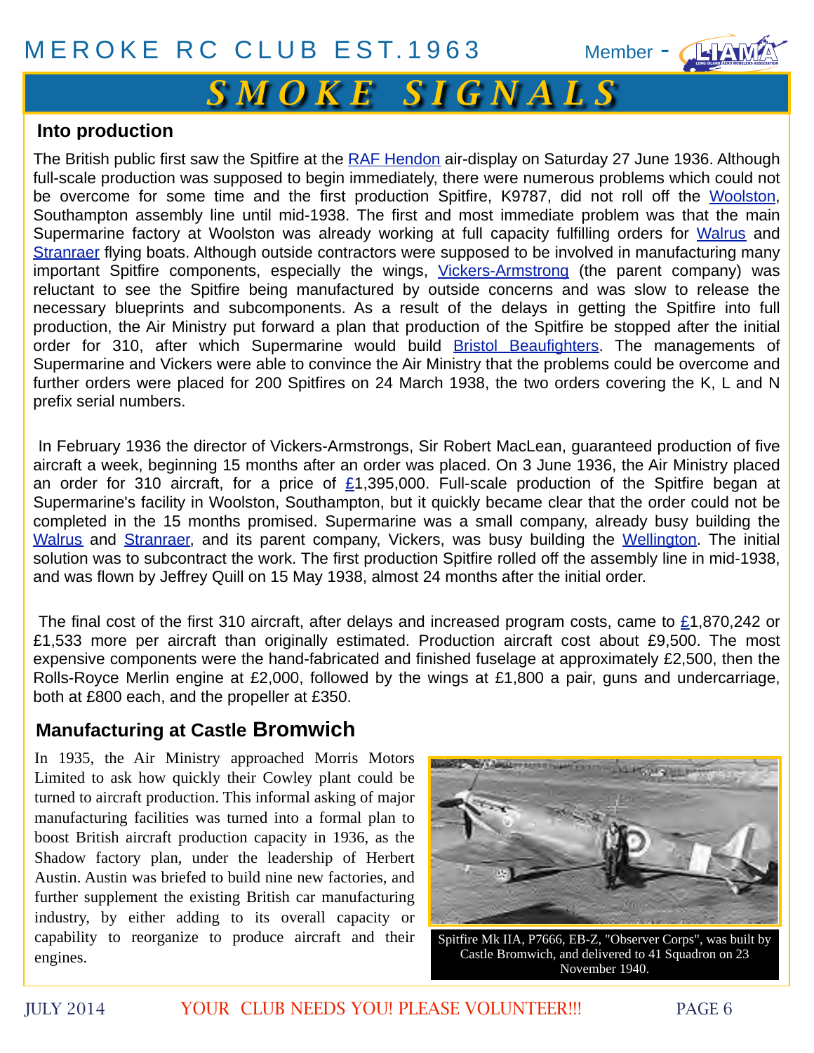## Into production

The British public first saw the Spitfire at the RAF Hendon air-display on Saturday 27 June 1936. Although full-scale production was supposed to begin immediately, there were numerous problems which could not be overcome for some time and the first production Spitfire, K9787, did not roll off the Woolston, Southampton assembly line until mid-1938. The first and most immediate problem was that the main Supermarine factory at Woolston was already working at full capacity fulfilling orders for Walrus and Stranraer flying boats. Although outside contractors were supposed to be involved in manufacturing many important Spitfire components, especially the wings, Vickers-Armstrong (the parent company) was reluctant to see the Spitfire being manufactured by outside concerns and was slow to release the necessary blueprints and subcomponents. As a result of the delays in getting the Spitfire into full production, the Air Ministry put forward a plan that production of the Spitfire be stopped after the initial order for 310, after which Supermarine would build Bristol Beaufighters. The managements of Supermarine and Vickers were able to convince the Air Ministry that the problems could be overcome and further orders were placed for 200 Spitfires on 24 March 1938, the two orders covering the K, L and N prefix serial numbers.

In February 1936 the director of Vickers-Armstrongs, Sir Robert MacLean, guaranteed production of five aircraft a week, beginning 15 months after an order was placed. On 3 June 1936, the Air Ministry placed an order for 310 aircraft, for a price of £1,395,000. Full-scale production of the Spitfire began at Supermarine's facility in Woolston, Southampton, but it quickly became clear that the order could not be completed in the 15 months promised. Supermarine was a small company, already busy building the Walrus and Stranraer, and its parent company, Vickers, was busy building the Wellington. The initial solution was to subcontract the work. The first production Spitfire rolled off the assembly line in mid-1938, and was flown by Jeffrey Quill on 15 May 1938, almost 24 months after the initial order.

The final cost of the first 310 aircraft, after delays and increased program costs, came to £1,870,242 or £1,533 more per aircraft than originally estimated. Production aircraft cost about £9,500. The most expensive components were the hand-fabricated and finished fuselage at approximately £2,500, then the Rolls-Royce Merlin engine at £2,000, followed by the wings at £1,800 a pair, guns and undercarriage, both at £800 each, and the propeller at £350.

## Manufacturing at Castle Bromwich

In 1935, the Air Ministry approached Morris Motors Limited to ask how quickly their Cowley plant could be turned to aircraft production. This informal asking of major manufacturing facilities was turned into a formal plan to boost British aircraft production capacity in 1936, as the Shadow factory plan, under the leadership of Herbert Austin. Austin was briefed to build nine new factories, and further supplement the existing British car manufacturing industry, by either adding to its overall capacity or capability to reorganize to produce aircraft and their engines.

Spitfire Mk IIA, P7666, EB-Z, "Observer Corps", was built by Castle Bromwich, and delivered to 41 Squadron on 23 November 1940.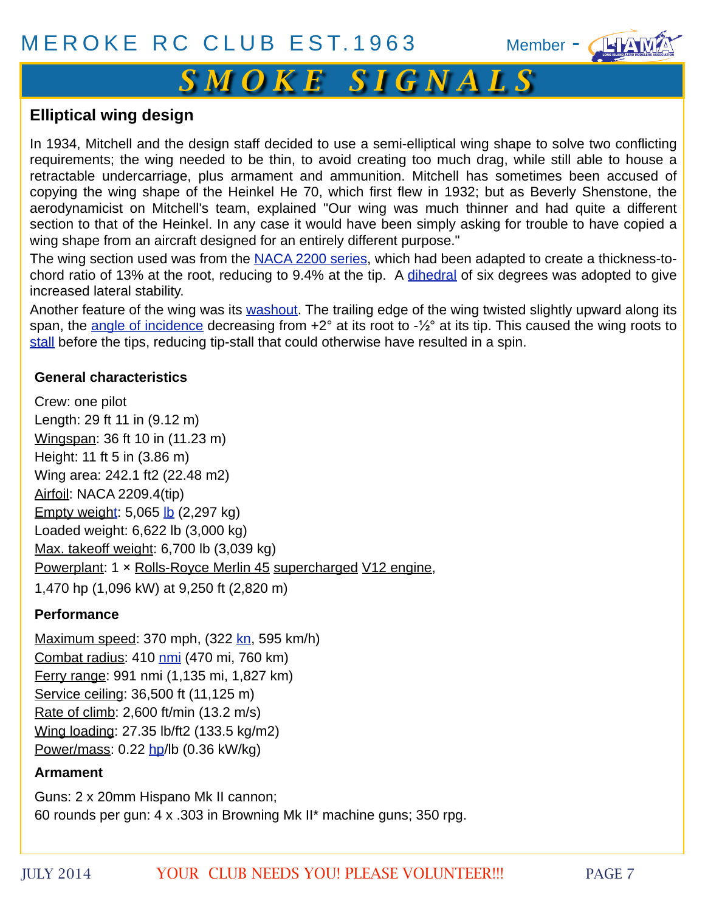## Elliptical wing design

In 1934, Mitchell and the design staff decided to use a semi-elliptical wing shape to solve two conflicting requirements; the wing needed to be thin, to avoid creating too much drag, while still able to house a retractable undercarriage, plus armament and ammunition. Mitchell has sometimes been accused of copying the wing shape of the Heinkel He 70, which first flew in 1932; but as Beverly Shenstone, the aerodynamicist on Mitchell's team, explained "Our wing was much thinner and had quite a different section to that of the Heinkel. In any case it would have been simply asking for trouble to have copied a wing shape from an aircraft designed for an entirely different purpose."

The wing section used was from the NACA 2200 series, which had been adapted to create a thickness-to-chord ratio of 13% at the root, reducing to 9.4% at the tip. A dihedral of six degrees was adopted to give increased lateral stability.

Another feature of the wing was its washout. The trailing edge of the wing twisted slightly upward along its span, the angle of incidence decreasing from +2° at its root to -½° at its tip. This caused the wing roots to stall before the tips, reducing tip-stall that could otherwise have resulted in a spin.

### General characteristics

Crew: one pilot
Length: 29 ft 11 in (9.12 m)
Wingspan: 36 ft 10 in (11.23 m)
Height: 11 ft 5 in (3.86 m)
Wing area: 242.1 ft2 (22.48 m2)
Airfoil: NACA 2209.4(tip)
Empty weight: 5,065 lb (2,297 kg)
Loaded weight: 6,622 lb (3,000 kg)
Max. takeoff weight: 6,700 lb (3,039 kg)
Powerplant: 1 × Rolls-Royce Merlin 45 supercharged V12 engine,
1,470 hp (1,096 kW) at 9,250 ft (2,820 m)

### Performance

Maximum speed: 370 mph, (322 kn, 595 km/h)
Combat radius: 410 nmi (470 mi, 760 km)
Ferry range: 991 nmi (1,135 mi, 1,827 km)
Service ceiling: 36,500 ft (11,125 m)
Rate of climb: 2,600 ft/min (13.2 m/s)
Wing loading: 27.35 lb/ft2 (133.5 kg/m2)
Power/mass: 0.22 hp/lb (0.36 kW/kg)

### Armament

Guns: 2 x 20mm Hispano Mk II cannon;
60 rounds per gun: 4 x .303 in Browning Mk II* machine guns; 350 rpg.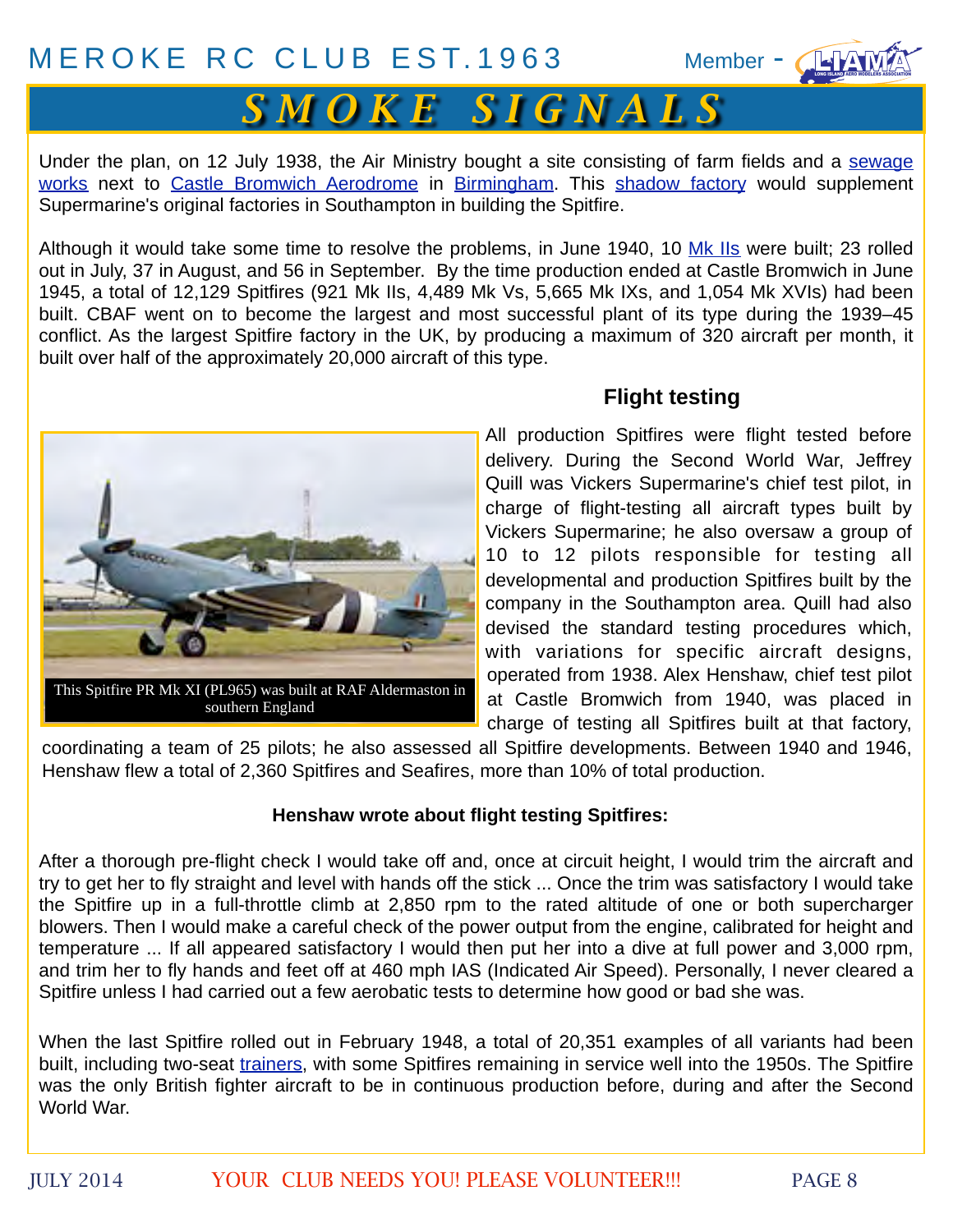Under the plan, on 12 July 1938, the Air Ministry bought a site consisting of farm fields and a sewage works next to Castle Bromwich Aerodrome in Birmingham. This shadow factory would supplement Supermarine's original factories in Southampton in building the Spitfire.

Although it would take some time to resolve the problems, in June 1940, 10 Mk IIs were built; 23 rolled out in July, 37 in August, and 56 in September. By the time production ended at Castle Bromwich in June 1945, a total of 12,129 Spitfires (921 Mk IIs, 4,489 Mk Vs, 5,665 Mk IXs, and 1,054 Mk XVIs) had been built. CBAF went on to become the largest and most successful plant of its type during the 1939–45 conflict. As the largest Spitfire factory in the UK, by producing a maximum of 320 aircraft per month, it built over half of the approximately 20,000 aircraft of this type.

### Flight testing

This Spitfire PR Mk XI (PL965) was built at RAF Aldermaston in southern England

All production Spitfires were flight tested before delivery. During the Second World War, Jeffrey Quill was Vickers Supermarine's chief test pilot, in charge of flight-testing all aircraft types built by Vickers Supermarine; he also oversaw a group of 10 to 12 pilots responsible for testing all developmental and production Spitfires built by the company in the Southampton area. Quill had also devised the standard testing procedures which, with variations for specific aircraft designs, operated from 1938. Alex Henshaw, chief test pilot at Castle Bromwich from 1940, was placed in charge of testing all Spitfires built at that factory, coordinating a team of 25 pilots; he also assessed all Spitfire developments. Between 1940 and 1946, Henshaw flew a total of 2,360 Spitfires and Seafires, more than 10% of total production.

**Henshaw wrote about flight testing Spitfires:**

After a thorough pre-flight check I would take off and, once at circuit height, I would trim the aircraft and try to get her to fly straight and level with hands off the stick ... Once the trim was satisfactory I would take the Spitfire up in a full-throttle climb at 2,850 rpm to the rated altitude of one or both supercharger blowers. Then I would make a careful check of the power output from the engine, calibrated for height and temperature ... If all appeared satisfactory I would then put her into a dive at full power and 3,000 rpm, and trim her to fly hands and feet off at 460 mph IAS (Indicated Air Speed). Personally, I never cleared a Spitfire unless I had carried out a few aerobatic tests to determine how good or bad she was.

When the last Spitfire rolled out in February 1948, a total of 20,351 examples of all variants had been built, including two-seat trainers, with some Spitfires remaining in service well into the 1950s. The Spitfire was the only British fighter aircraft to be in continuous production before, during and after the Second World War.

YOUR CLUB NEEDS YOU! PLEASE VOLUNTEER!!!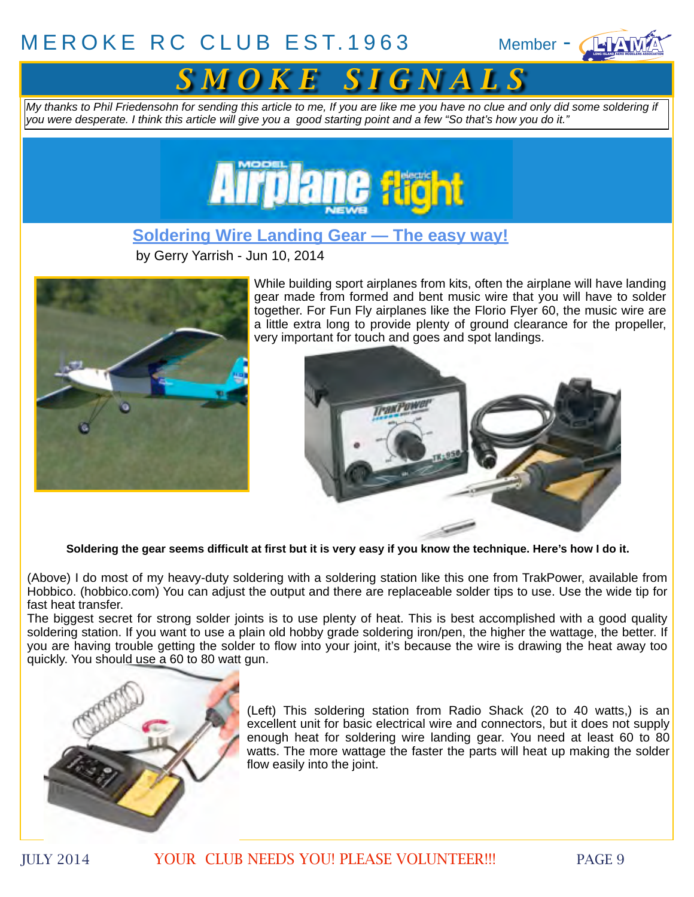*My thanks to Phil Friedensohn for sending this article to me, If you are like me you have no clue and only did some soldering if you were desperate. I think this article will give you a good starting point and a few "So that's how you do it."*

## Soldering Wire Landing Gear — The easy way!

by Gerry Yarrish - Jun 10, 2014

While building sport airplanes from kits, often the airplane will have landing gear made from formed and bent music wire that you will have to solder together. For Fun Fly airplanes like the Florio Flyer 60, the music wire are a little extra long to provide plenty of ground clearance for the propeller, very important for touch and goes and spot landings.

**Soldering the gear seems difficult at first but it is very easy if you know the technique. Here's how I do it.**

(Above) I do most of my heavy-duty soldering with a soldering station like this one from TrakPower, available from Hobbico. (hobbico.com) You can adjust the output and there are replaceable solder tips to use. Use the wide tip for fast heat transfer.

The biggest secret for strong solder joints is to use plenty of heat. This is best accomplished with a good quality soldering station. If you want to use a plain old hobby grade soldering iron/pen, the higher the wattage, the better. If you are having trouble getting the solder to flow into your joint, it's because the wire is drawing the heat away too quickly. You should use a 60 to 80 watt gun.

(Left) This soldering station from Radio Shack (20 to 40 watts,) is an excellent unit for basic electrical wire and connectors, but it does not supply enough heat for soldering wire landing gear. You need at least 60 to 80 watts. The more wattage the faster the parts will heat up making the solder flow easily into the joint.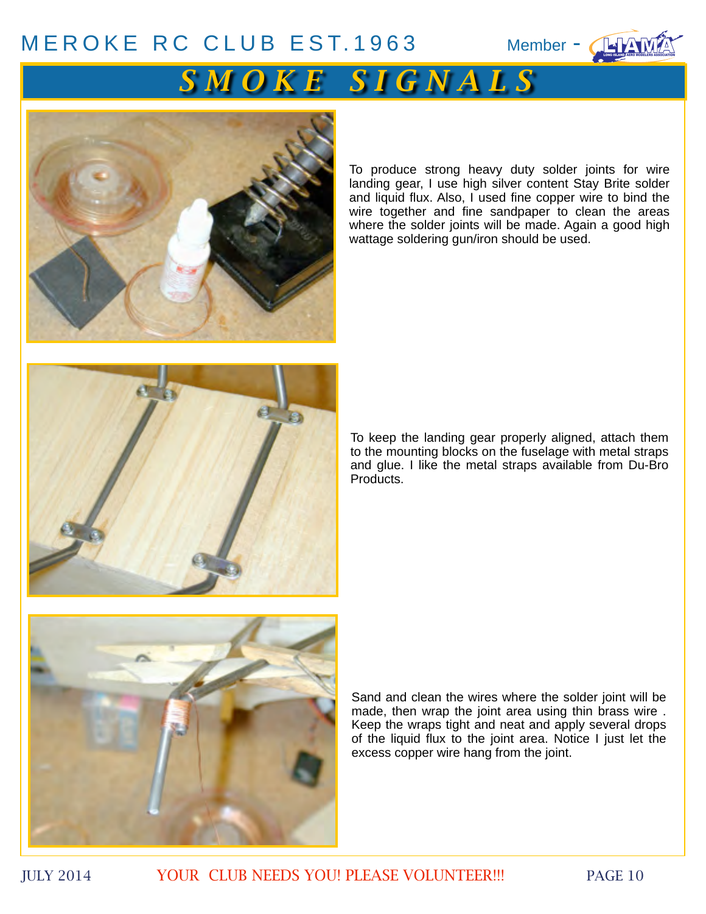To produce strong heavy duty solder joints for wire landing gear, I use high silver content Stay Brite solder and liquid flux. Also, I used fine copper wire to bind the wire together and fine sandpaper to clean the areas where the solder joints will be made. Again a good high wattage soldering gun/iron should be used.

To keep the landing gear properly aligned, attach them to the mounting blocks on the fuselage with metal straps and glue. I like the metal straps available from Du-Bro Products.

Sand and clean the wires where the solder joint will be made, then wrap the joint area using thin brass wire . Keep the wraps tight and neat and apply several drops of the liquid flux to the joint area. Notice I just let the excess copper wire hang from the joint.

YOUR CLUB NEEDS YOU! PLEASE VOLUNTEER!!!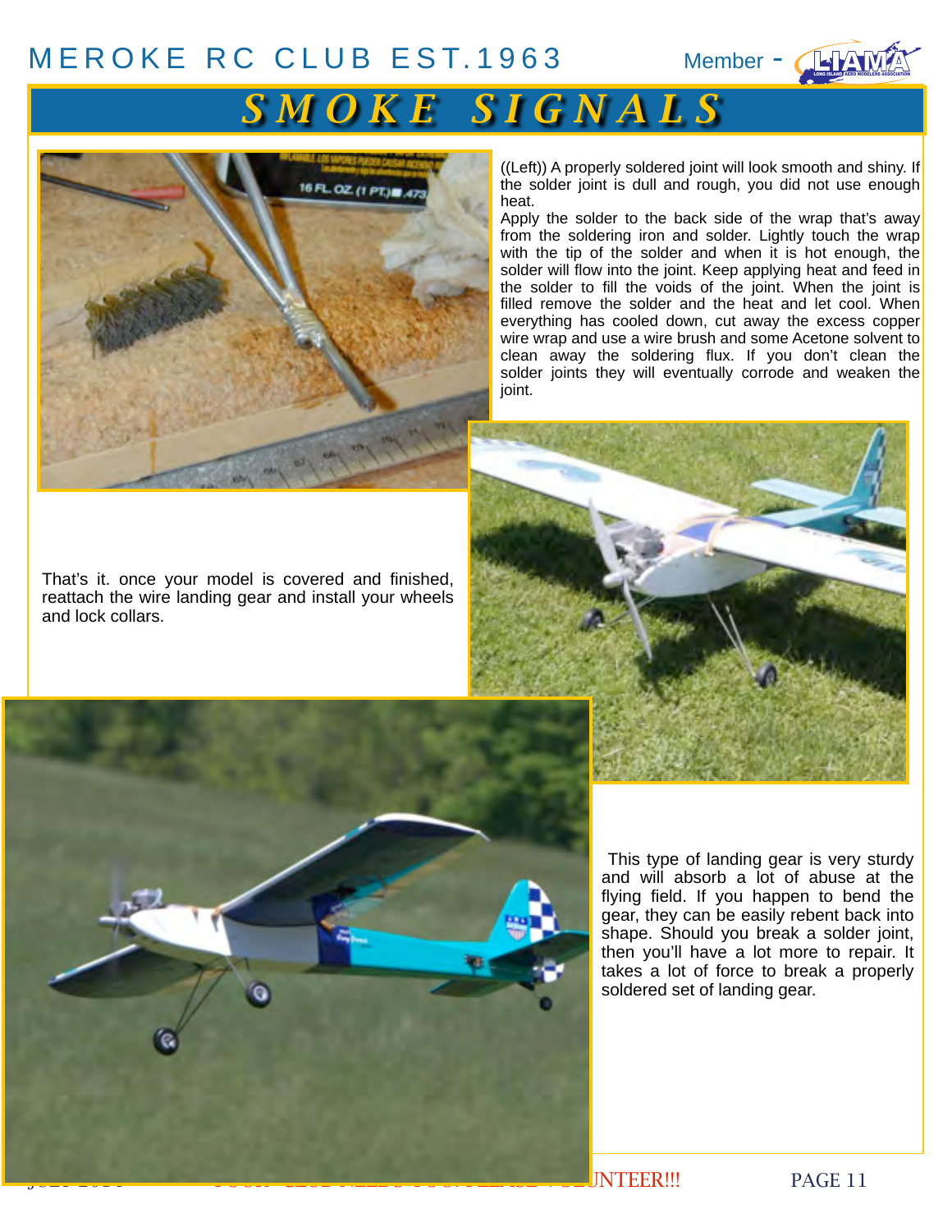((Left)) A properly soldered joint will look smooth and shiny. If the solder joint is dull and rough, you did not use enough heat.

Apply the solder to the back side of the wrap that's away from the soldering iron and solder. Lightly touch the wrap with the tip of the solder and when it is hot enough, the solder will flow into the joint. Keep applying heat and feed in the solder to fill the voids of the joint. When the joint is filled remove the solder and the heat and let cool. When everything has cooled down, cut away the excess copper wire wrap and use a wire brush and some Acetone solvent to clean away the soldering flux. If you don't clean the solder joints they will eventually corrode and weaken the joint.

That's it. once your model is covered and finished, reattach the wire landing gear and install your wheels and lock collars.

This type of landing gear is very sturdy and will absorb a lot of abuse at the flying field. If you happen to bend the gear, they can be easily rebent back into shape. Should you break a solder joint, then you'll have a lot more to repair. It takes a lot of force to break a properly soldered set of landing gear.